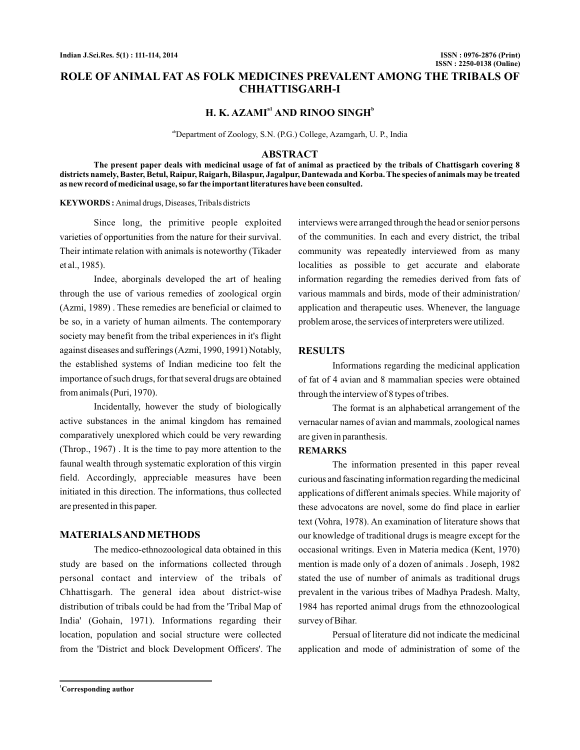# ROLE OF ANIMAL FAT AS FOLK MEDICINES PREVALENT AMONG THE TRIBALS OF CHHATTISGARH-I

**H. K. AZAMI[a1] AND RINOO SINGH[b]**

[ab]Department of Zoology, S.N. (P.G.) College, Azamgarh, U. P., India

## ABSTRACT

**The present paper deals with medicinal usage of fat of animal as practiced by the tribals of Chattisgarh covering 8 districts namely, Baster, Betul, Raipur, Raigarh, Bilaspur, Jagalpur, Dantewada and Korba. The species of animals may be treated as new record of medicinal usage, so far the important literatures have been consulted.**

**KEYWORDS :** Animal drugs, Diseases, Tribals districts

Since long, the primitive people exploited varieties of opportunities from the nature for their survival. Their intimate relation with animals is noteworthy (Tikader et al., 1985).

Indee, aborginals developed the art of healing through the use of various remedies of zoological orgin (Azmi, 1989) . These remedies are beneficial or claimed to be so, in a variety of human ailments. The contemporary society may benefit from the tribal experiences in it's flight against diseases and sufferings (Azmi, 1990, 1991) Notably, the established systems of Indian medicine too felt the importance of such drugs, for that several drugs are obtained from animals (Puri, 1970).

Incidentally, however the study of biologically active substances in the animal kingdom has remained comparatively unexplored which could be very rewarding (Throp., 1967) . It is the time to pay more attention to the faunal wealth through systematic exploration of this virgin field. Accordingly, appreciable measures have been initiated in this direction. The informations, thus collected are presented in this paper.

## MATERIALS AND METHODS

The medico-ethnozoological data obtained in this study are based on the informations collected through personal contact and interview of the tribals of Chhattisgarh. The general idea about district-wise distribution of tribals could be had from the 'Tribal Map of India' (Gohain, 1971). Informations regarding their location, population and social structure were collected from the 'District and block Development Officers'. The interviews were arranged through the head or senior persons of the communities. In each and every district, the tribal community was repeatedly interviewed from as many localities as possible to get accurate and elaborate information regarding the remedies derived from fats of various mammals and birds, mode of their administration/ application and therapeutic uses. Whenever, the language problem arose, the services of interpreters were utilized.

## RESULTS

Informations regarding the medicinal application of fat of 4 avian and 8 mammalian species were obtained through the interview of 8 types of tribes.

The format is an alphabetical arrangement of the vernacular names of avian and mammals, zoological names are given in paranthesis.

## REMARKS

The information presented in this paper reveal curious and fascinating information regarding the medicinal applications of different animals species. While majority of these advocatons are novel, some do find place in earlier text (Vohra, 1978). An examination of literature shows that our knowledge of traditional drugs is meagre except for the occasional writings. Even in Materia medica (Kent, 1970) mention is made only of a dozen of animals . Joseph, 1982 stated the use of number of animals as traditional drugs prevalent in the various tribes of Madhya Pradesh. Malty, 1984 has reported animal drugs from the ethnozoological survey of Bihar.

Persual of literature did not indicate the medicinal application and mode of administration of some of the

[1]Corresponding author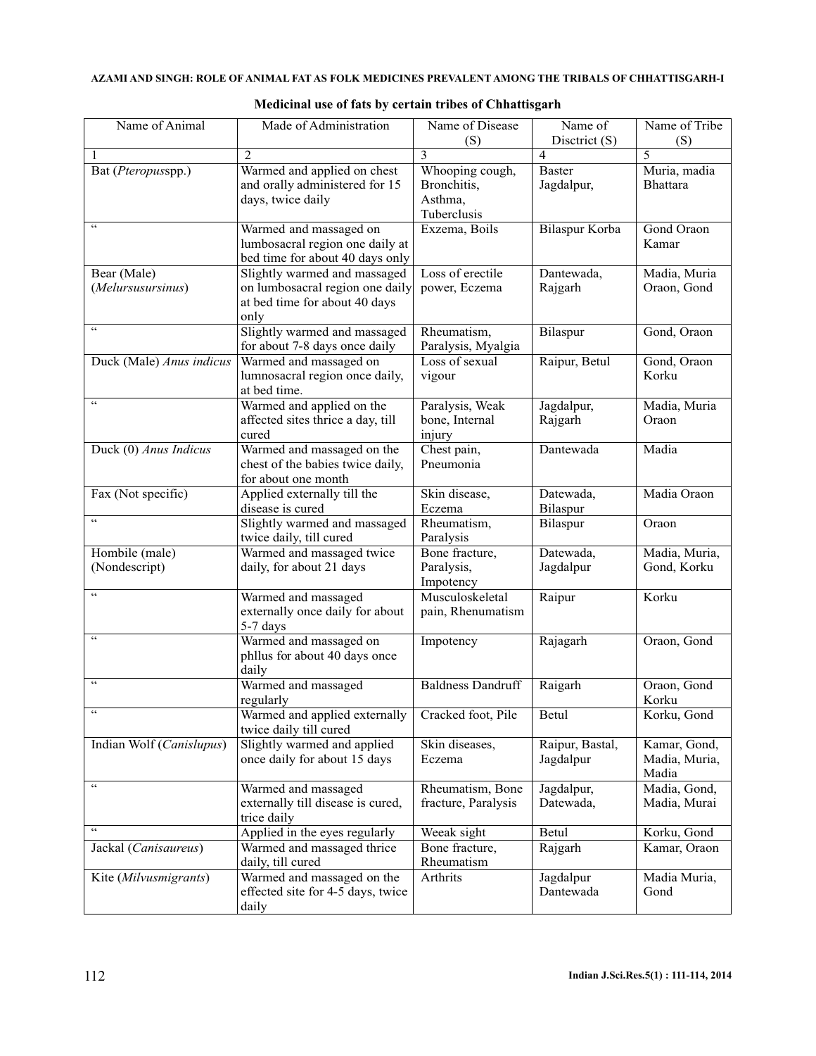**Medicinal use of fats by certain tribes of Chhattisgarh**

| Name of Animal | Made of Administration | Name of Disease (S) | Name of Disctrict (S) | Name of Tribe (S) |
|---|---|---|---|---|
| 1 | 2 | 3 | 4 | 5 |
| Bat (*Pteropus*spp.) | Warmed and applied on chest and orally administered for 15 days, twice daily | Whooping cough, Bronchitis, Asthma, Tuberclusis | Baster Jagdalpur, | Muria, madia Bhattara |
| " | Warmed and massaged on lumbosacral region one daily at bed time for about 40 days only | Exzema, Boils | Bilaspur Korba | Gond Oraon Kamar |
| Bear (Male) (*Melursusursinus*) | Slightly warmed and massaged on lumbosacral region one daily at bed time for about 40 days only | Loss of erectile power, Eczema | Dantewada, Rajgarh | Madia, Muria Oraon, Gond |
| " | Slightly warmed and massaged for about 7-8 days once daily | Rheumatism, Paralysis, Myalgia | Bilaspur | Gond, Oraon |
| Duck (Male) *Anus indicus* | Warmed and massaged on lumnosacral region once daily, at bed time. | Loss of sexual vigour | Raipur, Betul | Gond, Oraon Korku |
| " | Warmed and applied on the affected sites thrice a day, till cured | Paralysis, Weak bone, Internal injury | Jagdalpur, Rajgarh | Madia, Muria Oraon |
| Duck (0) *Anus Indicus* | Warmed and massaged on the chest of the babies twice daily, for about one month | Chest pain, Pneumonia | Dantewada | Madia |
| Fax (Not specific) | Applied externally till the disease is cured | Skin disease, Eczema | Datewada, Bilaspur | Madia Oraon |
| " | Slightly warmed and massaged twice daily, till cured | Rheumatism, Paralysis | Bilaspur | Oraon |
| Hombile (male) (Nondescript) | Warmed and massaged twice daily, for about 21 days | Bone fracture, Paralysis, Impotency | Datewada, Jagdalpur | Madia, Muria, Gond, Korku |
| " | Warmed and massaged externally once daily for about 5-7 days | Musculoskeletal pain, Rhenumatism | Raipur | Korku |
| " | Warmed and massaged on phllus for about 40 days once daily | Impotency | Rajagarh | Oraon, Gond |
| " | Warmed and massaged regularly | Baldness Dandruff | Raigarh | Oraon, Gond Korku |
| " | Warmed and applied externally twice daily till cured | Cracked foot, Pile | Betul | Korku, Gond |
| Indian Wolf (*Canislupus*) | Slightly warmed and applied once daily for about 15 days | Skin diseases, Eczema | Raipur, Bastal, Jagdalpur | Kamar, Gond, Madia, Muria, Madia |
| " | Warmed and massaged externally till disease is cured, trice daily | Rheumatism, Bone fracture, Paralysis | Jagdalpur, Datewada, | Madia, Gond, Madia, Murai |
| " | Applied in the eyes regularly | Weeak sight | Betul | Korku, Gond |
| Jackal (*Canisaureus*) | Warmed and massaged thrice daily, till cured | Bone fracture, Rheumatism | Rajgarh | Kamar, Oraon |
| Kite (*Milvusmigrants*) | Warmed and massaged on the effected site for 4-5 days, twice daily | Arthrits | Jagdalpur Dantewada | Madia Muria, Gond |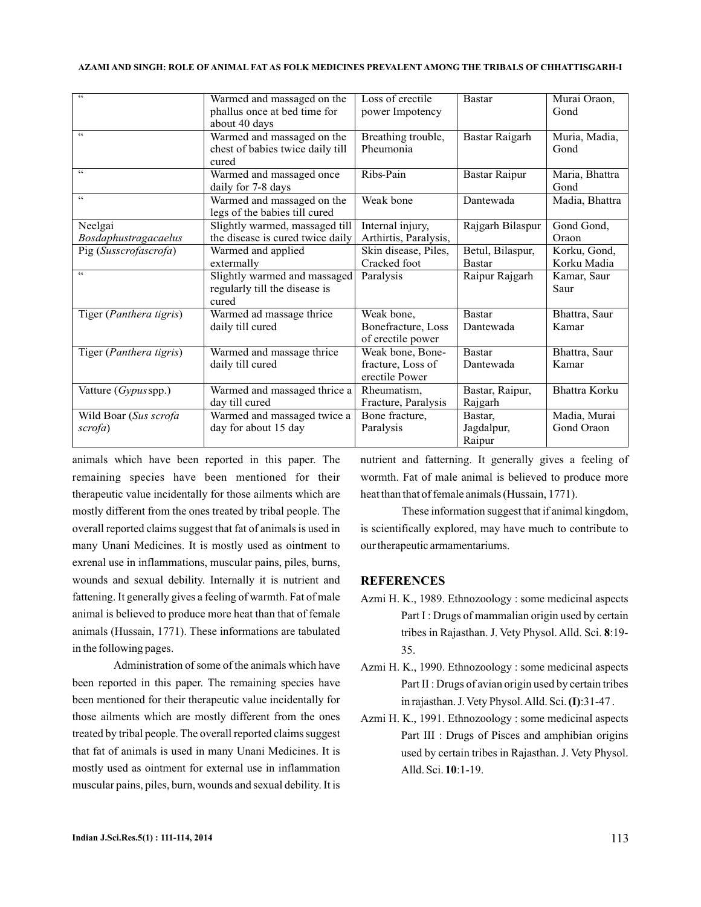| | | | | |
|---|---|---|---|---|
| " | Warmed and massaged on the phallus once at bed time for about 40 days | Loss of erectile power Impotency | Bastar | Murai Oraon, Gond |
| " | Warmed and massaged on the chest of babies twice daily till cured | Breathing trouble, Pheumonia | Bastar Raigarh | Muria, Madia, Gond |
| " | Warmed and massaged once daily for 7-8 days | Ribs-Pain | Bastar Raipur | Maria, Bhattra Gond |
| " | Warmed and massaged on the legs of the babies till cured | Weak bone | Dantewada | Madia, Bhattra |
| Neelgai *Bosdaphustragacaelus* | Slightly warmed, massaged till the disease is cured twice daily | Internal injury, Arthirtis, Paralysis, | Rajgarh Bilaspur | Gond Gond, Oraon |
| Pig (*Susscrofascrofa*) | Warmed and applied extermally | Skin disease, Piles, Cracked foot | Betul, Bilaspur, Bastar | Korku, Gond, Korku Madia |
| " | Slightly warmed and massaged regularly till the disease is cured | Paralysis | Raipur Rajgarh | Kamar, Saur Saur |
| Tiger (*Panthera tigris*) | Warmed ad massage thrice daily till cured | Weak bone, Bonefracture, Loss of erectile power | Bastar Dantewada | Bhattra, Saur Kamar |
| Tiger (*Panthera tigris*) | Warmed and massage thrice daily till cured | Weak bone, Bone-fracture, Loss of erectile Power | Bastar Dantewada | Bhattra, Saur Kamar |
| Vatture (*Gypus* spp.) | Warmed and massaged thrice a day till cured | Rheumatism, Fracture, Paralysis | Bastar, Raipur, Rajgarh | Bhattra Korku |
| Wild Boar (*Sus scrofa scrofa*) | Warmed and massaged twice a day for about 15 day | Bone fracture, Paralysis | Bastar, Jagdalpur, Raipur | Madia, Murai Gond Oraon |

animals which have been reported in this paper. The remaining species have been mentioned for their therapeutic value incidentally for those ailments which are mostly different from the ones treated by tribal people. The overall reported claims suggest that fat of animals is used in many Unani Medicines. It is mostly used as ointment to exrenal use in inflammations, muscular pains, piles, burns, wounds and sexual debility. Internally it is nutrient and fattening. It generally gives a feeling of warmth. Fat of male animal is believed to produce more heat than that of female animals (Hussain, 1771). These informations are tabulated in the following pages.

Administration of some of the animals which have been reported in this paper. The remaining species have been mentioned for their therapeutic value incidentally for those ailments which are mostly different from the ones treated by tribal people. The overall reported claims suggest that fat of animals is used in many Unani Medicines. It is mostly used as ointment for external use in inflammation muscular pains, piles, burn, wounds and sexual debility. It is nutrient and fatterning. It generally gives a feeling of wormth. Fat of male animal is believed to produce more heat than that of female animals (Hussain, 1771).

These information suggest that if animal kingdom, is scientifically explored, may have much to contribute to our therapeutic armamentariums.

## REFERENCES

Azmi H. K., 1989. Ethnozoology : some medicinal aspects Part I : Drugs of mammalian origin used by certain tribes in Rajasthan. J. Vety Physol. Alld. Sci. **8**:19-35.

Azmi H. K., 1990. Ethnozoology : some medicinal aspects Part II : Drugs of avian origin used by certain tribes in rajasthan. J. Vety Physol. Alld. Sci. **(I)**:31-47 .

Azmi H. K., 1991. Ethnozoology : some medicinal aspects Part III : Drugs of Pisces and amphibian origins used by certain tribes in Rajasthan. J. Vety Physol. Alld. Sci. **10**:1-19.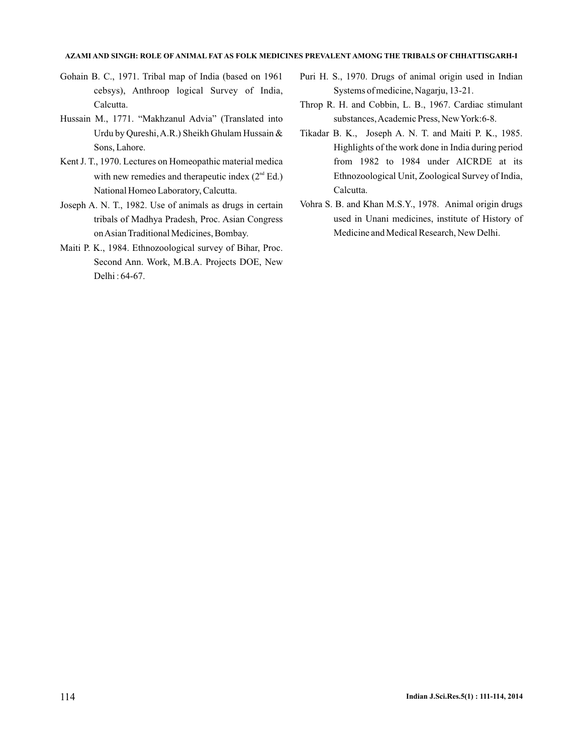Gohain B. C., 1971. Tribal map of India (based on 1961 cebsys), Anthroop logical Survey of India, Calcutta.

Hussain M., 1771. "Makhzanul Advia" (Translated into Urdu by Qureshi, A.R.) Sheikh Ghulam Hussain & Sons, Lahore.

Kent J. T., 1970. Lectures on Homeopathic material medica with new remedies and therapeutic index (2nd Ed.) National Homeo Laboratory, Calcutta.

Joseph A. N. T., 1982. Use of animals as drugs in certain tribals of Madhya Pradesh, Proc. Asian Congress on Asian Traditional Medicines, Bombay.

Maiti P. K., 1984. Ethnozoological survey of Bihar, Proc. Second Ann. Work, M.B.A. Projects DOE, New Delhi : 64-67.

Puri H. S., 1970. Drugs of animal origin used in Indian Systems of medicine, Nagarju, 13-21.

Throp R. H. and Cobbin, L. B., 1967. Cardiac stimulant substances, Academic Press, New York:6-8.

Tikadar B. K., Joseph A. N. T. and Maiti P. K., 1985. Highlights of the work done in India during period from 1982 to 1984 under AICRDE at its Ethnozoological Unit, Zoological Survey of India, Calcutta.

Vohra S. B. and Khan M.S.Y., 1978. Animal origin drugs used in Unani medicines, institute of History of Medicine and Medical Research, New Delhi.